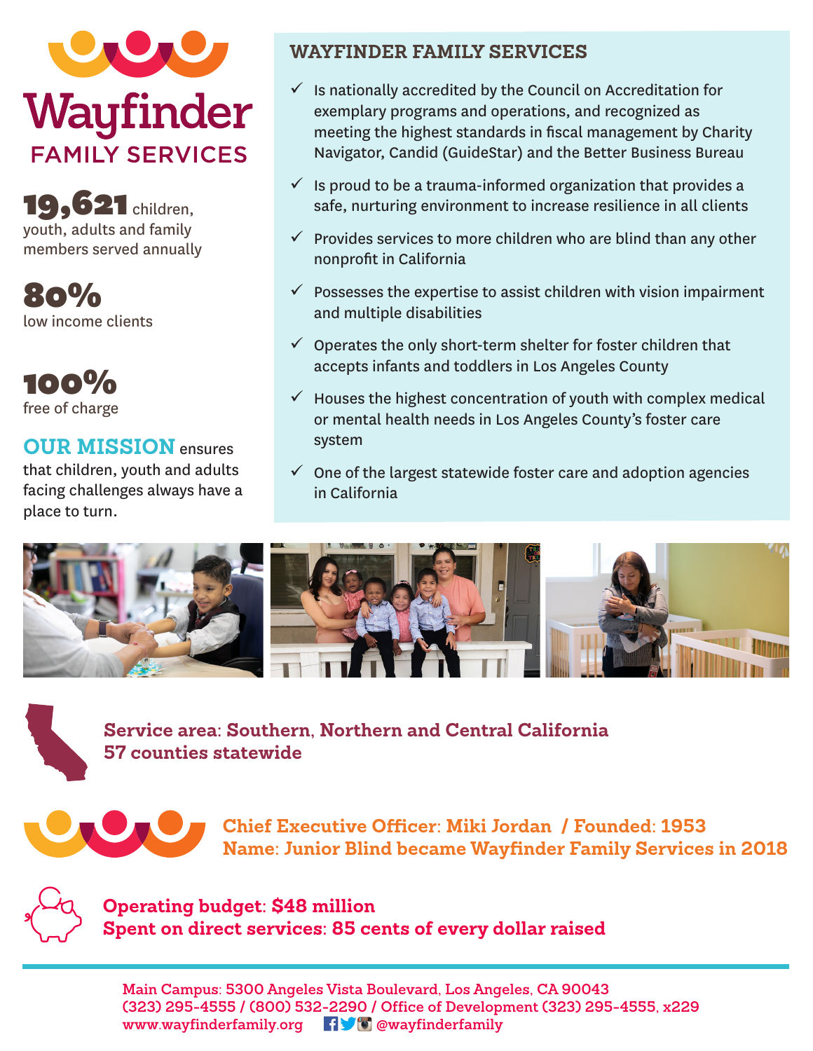# Wayfinder FAMILY SERVICES

**19,621** children, youth, adults and family members served annually

**80%** low income clients

**100%** free of charge

**OUR MISSION** ensures that children, youth and adults facing challenges always have a place to turn.

## WAYFINDER FAMILY SERVICES

- ✓ Is nationally accredited by the Council on Accreditation for exemplary programs and operations, and recognized as meeting the highest standards in fiscal management by Charity Navigator, Candid (GuideStar) and the Better Business Bureau
- ✓ Is proud to be a trauma-informed organization that provides a safe, nurturing environment to increase resilience in all clients
- ✓ Provides services to more children who are blind than any other nonprofit in California
- ✓ Possesses the expertise to assist children with vision impairment and multiple disabilities
- ✓ Operates the only short-term shelter for foster children that accepts infants and toddlers in Los Angeles County
- ✓ Houses the highest concentration of youth with complex medical or mental health needs in Los Angeles County's foster care system
- ✓ One of the largest statewide foster care and adoption agencies in California

**Service area: Southern, Northern and Central California**
**57 counties statewide**

**Chief Executive Officer: Miki Jordan / Founded: 1953**
**Name: Junior Blind became Wayfinder Family Services in 2018**

**Operating budget: $48 million**
**Spent on direct services: 85 cents of every dollar raised**

---

Main Campus: 5300 Angeles Vista Boulevard, Los Angeles, CA 90043
(323) 295-4555 / (800) 532-2290 / Office of Development (323) 295-4555, x229
www.wayfinderfamily.org @wayfinderfamily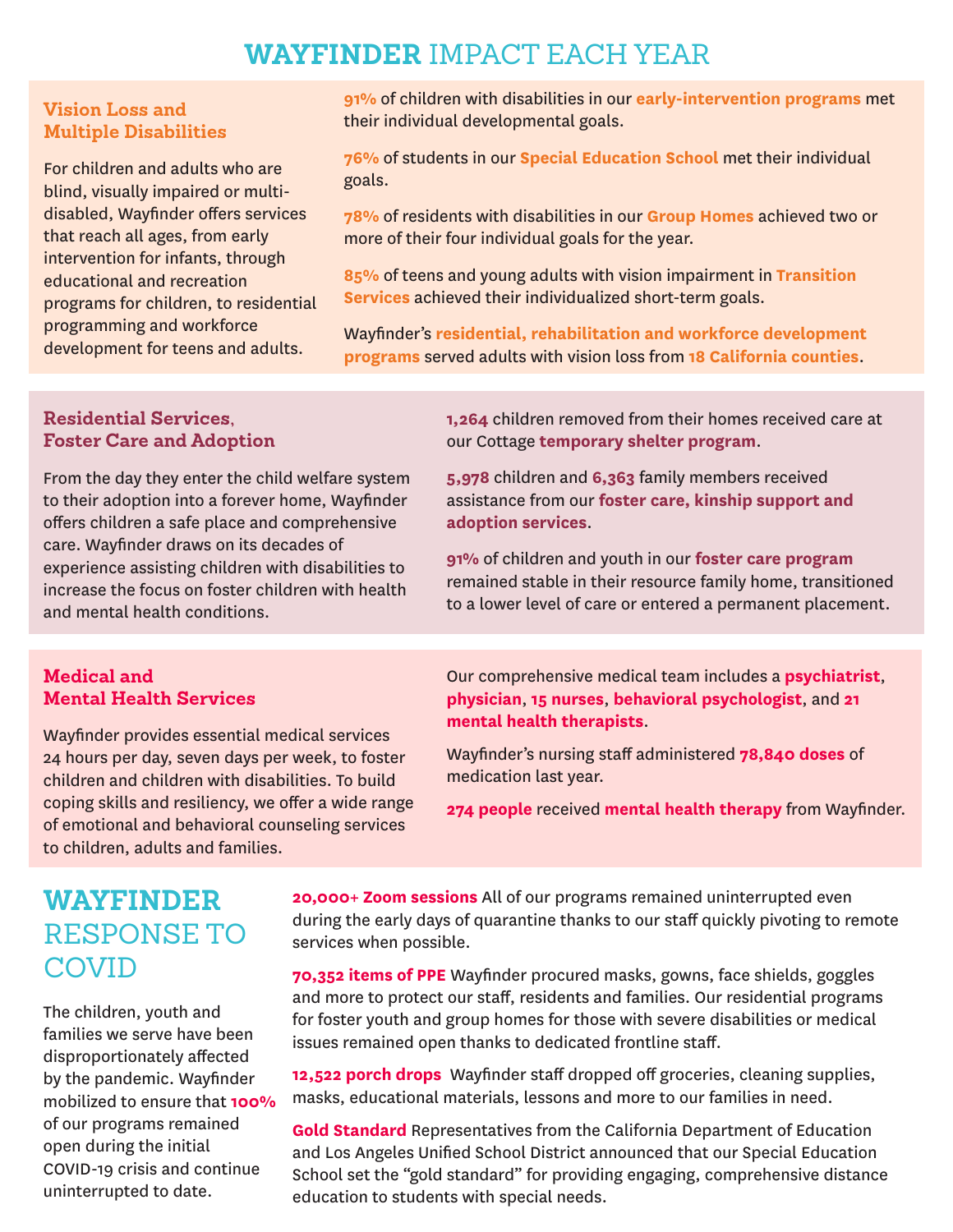# WAYFINDER IMPACT EACH YEAR

## Vision Loss and Multiple Disabilities

For children and adults who are blind, visually impaired or multi-disabled, Wayfinder offers services that reach all ages, from early intervention for infants, through educational and recreation programs for children, to residential programming and workforce development for teens and adults.

**91%** of children with disabilities in our **early-intervention programs** met their individual developmental goals.

**76%** of students in our **Special Education School** met their individual goals.

**78%** of residents with disabilities in our **Group Homes** achieved two or more of their four individual goals for the year.

**85%** of teens and young adults with vision impairment in **Transition Services** achieved their individualized short-term goals.

Wayfinder's **residential, rehabilitation and workforce development programs** served adults with vision loss from **18 California counties**.

## Residential Services, Foster Care and Adoption

From the day they enter the child welfare system to their adoption into a forever home, Wayfinder offers children a safe place and comprehensive care. Wayfinder draws on its decades of experience assisting children with disabilities to increase the focus on foster children with health and mental health conditions.

**1,264** children removed from their homes received care at our Cottage **temporary shelter program**.

**5,978** children and **6,363** family members received assistance from our **foster care, kinship support and adoption services**.

**91%** of children and youth in our **foster care program** remained stable in their resource family home, transitioned to a lower level of care or entered a permanent placement.

## Medical and Mental Health Services

Wayfinder provides essential medical services 24 hours per day, seven days per week, to foster children and children with disabilities. To build coping skills and resiliency, we offer a wide range of emotional and behavioral counseling services to children, adults and families.

Our comprehensive medical team includes a **psychiatrist**, **physician**, **15 nurses**, **behavioral psychologist**, and **21 mental health therapists**.

Wayfinder's nursing staff administered **78,840 doses** of medication last year.

**274 people** received **mental health therapy** from Wayfinder.

# WAYFINDER RESPONSE TO COVID

The children, youth and families we serve have been disproportionately affected by the pandemic. Wayfinder mobilized to ensure that **100%** of our programs remained open during the initial COVID-19 crisis and continue uninterrupted to date.

**20,000+ Zoom sessions** All of our programs remained uninterrupted even during the early days of quarantine thanks to our staff quickly pivoting to remote services when possible.

**70,352 items of PPE** Wayfinder procured masks, gowns, face shields, goggles and more to protect our staff, residents and families. Our residential programs for foster youth and group homes for those with severe disabilities or medical issues remained open thanks to dedicated frontline staff.

**12,522 porch drops** Wayfinder staff dropped off groceries, cleaning supplies, masks, educational materials, lessons and more to our families in need.

**Gold Standard** Representatives from the California Department of Education and Los Angeles Unified School District announced that our Special Education School set the "gold standard" for providing engaging, comprehensive distance education to students with special needs.